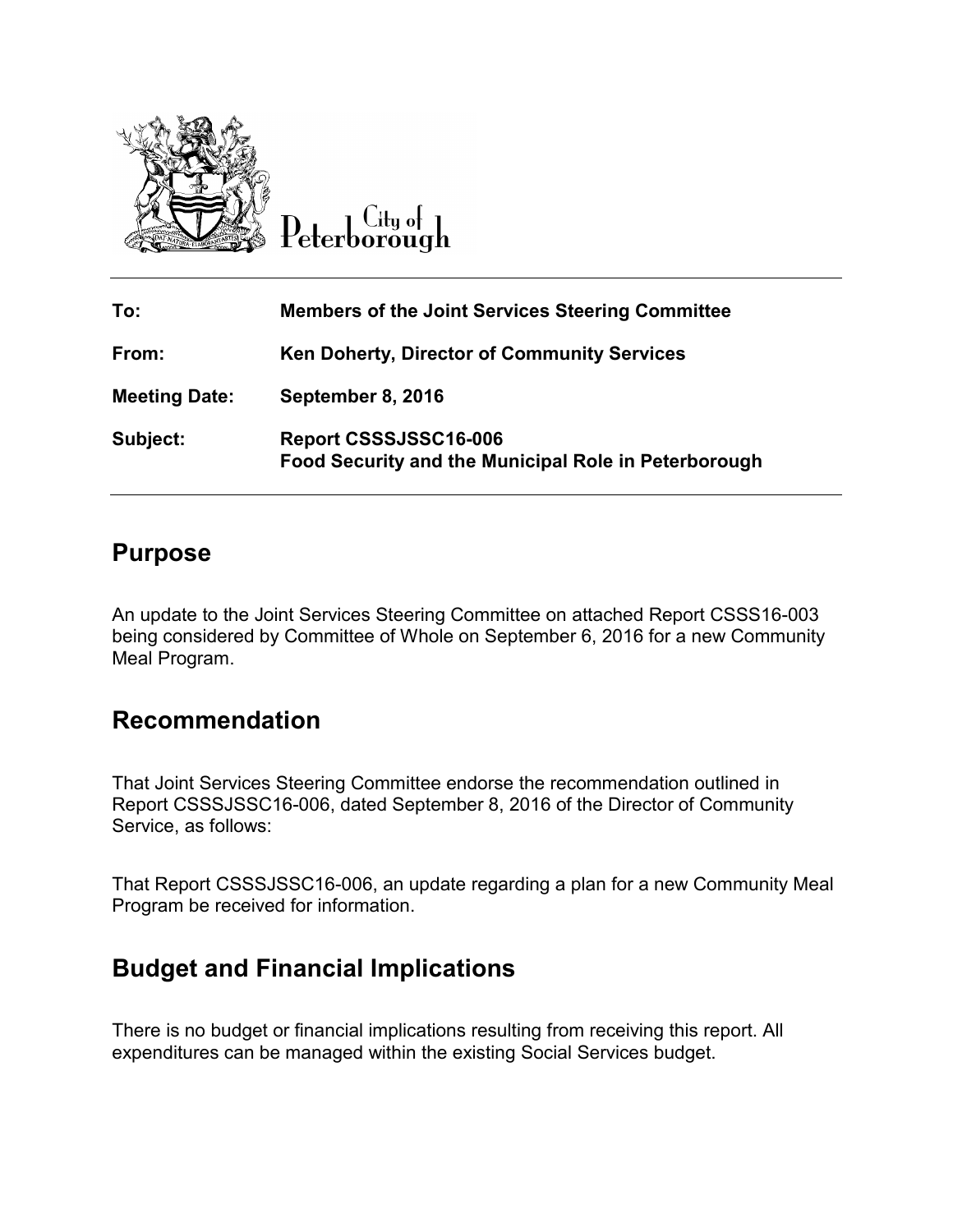City of Peterborough

| | |
|---|---|
| **To:** | **Members of the Joint Services Steering Committee** |
| **From:** | **Ken Doherty, Director of Community Services** |
| **Meeting Date:** | **September 8, 2016** |
| **Subject:** | **Report CSSSJSSC16-006**<br>**Food Security and the Municipal Role in Peterborough** |

## Purpose

An update to the Joint Services Steering Committee on attached Report CSSS16-003 being considered by Committee of Whole on September 6, 2016 for a new Community Meal Program.

## Recommendation

That Joint Services Steering Committee endorse the recommendation outlined in Report CSSSJSSC16-006, dated September 8, 2016 of the Director of Community Service, as follows:

That Report CSSSJSSC16-006, an update regarding a plan for a new Community Meal Program be received for information.

## Budget and Financial Implications

There is no budget or financial implications resulting from receiving this report. All expenditures can be managed within the existing Social Services budget.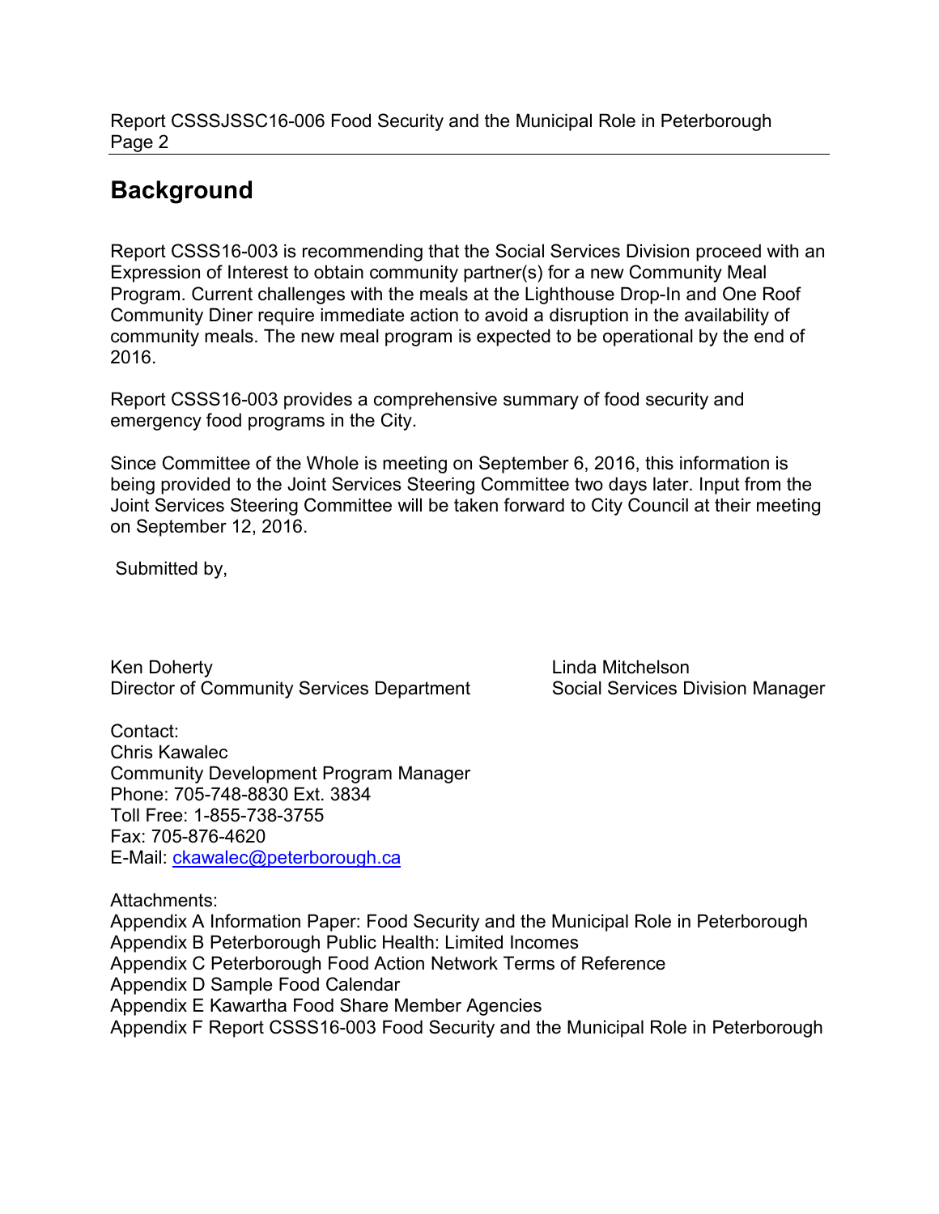## Background

Report CSSS16-003 is recommending that the Social Services Division proceed with an Expression of Interest to obtain community partner(s) for a new Community Meal Program. Current challenges with the meals at the Lighthouse Drop-In and One Roof Community Diner require immediate action to avoid a disruption in the availability of community meals. The new meal program is expected to be operational by the end of 2016.

Report CSSS16-003 provides a comprehensive summary of food security and emergency food programs in the City.

Since Committee of the Whole is meeting on September 6, 2016, this information is being provided to the Joint Services Steering Committee two days later. Input from the Joint Services Steering Committee will be taken forward to City Council at their meeting on September 12, 2016.

Submitted by,

Ken Doherty
Director of Community Services Department

Linda Mitchelson
Social Services Division Manager

Contact:
Chris Kawalec
Community Development Program Manager
Phone: 705-748-8830 Ext. 3834
Toll Free: 1-855-738-3755
Fax: 705-876-4620
E-Mail: ckawalec@peterborough.ca

Attachments:
Appendix A Information Paper: Food Security and the Municipal Role in Peterborough
Appendix B Peterborough Public Health: Limited Incomes
Appendix C Peterborough Food Action Network Terms of Reference
Appendix D Sample Food Calendar
Appendix E Kawartha Food Share Member Agencies
Appendix F Report CSSS16-003 Food Security and the Municipal Role in Peterborough